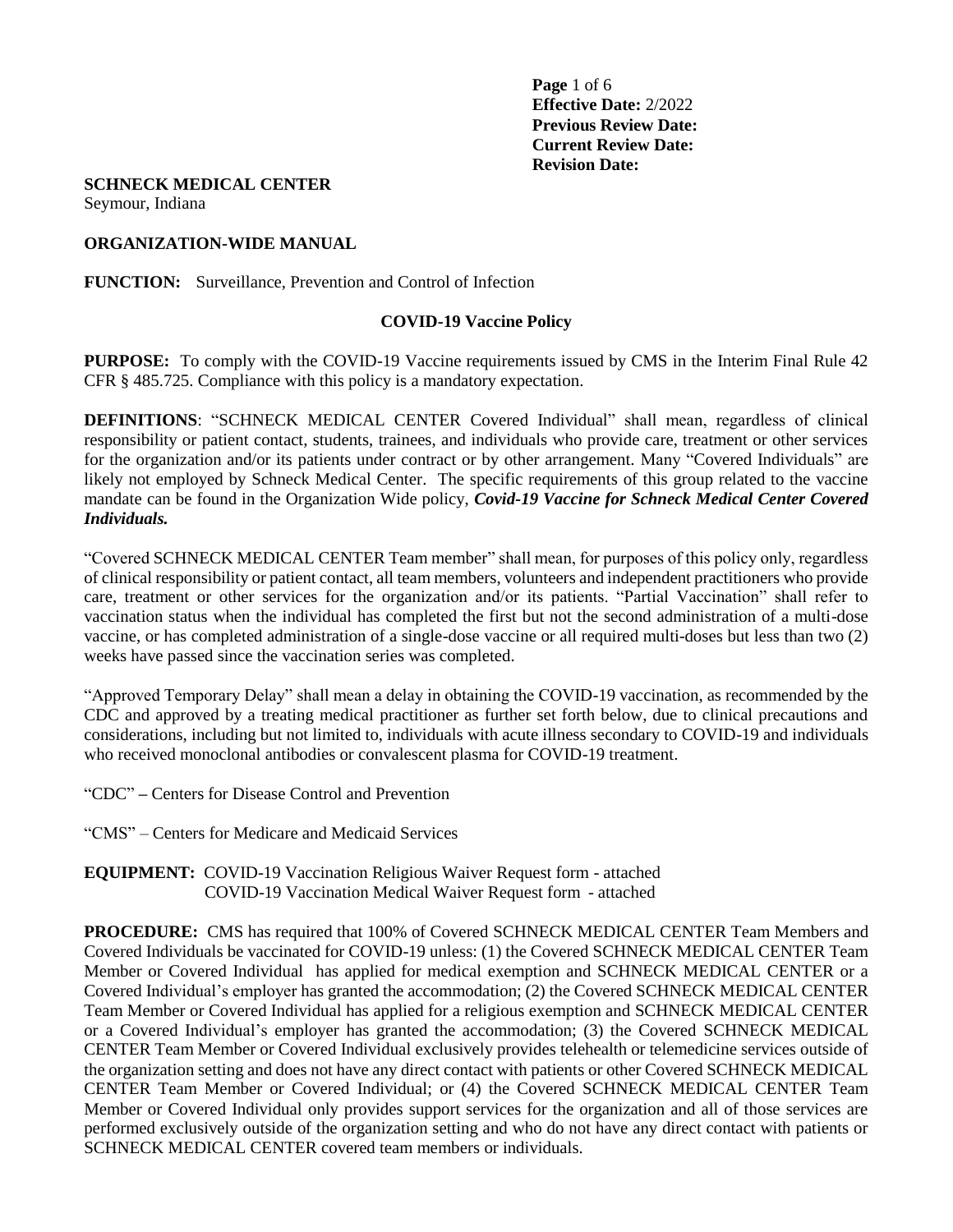**Effective Date:** 2/2022
**Previous Review Date:**
**Current Review Date:**
**Revision Date:**

**SCHNECK MEDICAL CENTER**
Seymour, Indiana

**ORGANIZATION-WIDE MANUAL**

**FUNCTION:** Surveillance, Prevention and Control of Infection

## COVID-19 Vaccine Policy

**PURPOSE:** To comply with the COVID-19 Vaccine requirements issued by CMS in the Interim Final Rule 42 CFR § 485.725. Compliance with this policy is a mandatory expectation.

**DEFINITIONS**: "SCHNECK MEDICAL CENTER Covered Individual" shall mean, regardless of clinical responsibility or patient contact, students, trainees, and individuals who provide care, treatment or other services for the organization and/or its patients under contract or by other arrangement. Many "Covered Individuals" are likely not employed by Schneck Medical Center. The specific requirements of this group related to the vaccine mandate can be found in the Organization Wide policy, ***Covid-19 Vaccine for Schneck Medical Center Covered Individuals.***

"Covered SCHNECK MEDICAL CENTER Team member" shall mean, for purposes of this policy only, regardless of clinical responsibility or patient contact, all team members, volunteers and independent practitioners who provide care, treatment or other services for the organization and/or its patients. "Partial Vaccination" shall refer to vaccination status when the individual has completed the first but not the second administration of a multi-dose vaccine, or has completed administration of a single-dose vaccine or all required multi-doses but less than two (2) weeks have passed since the vaccination series was completed.

"Approved Temporary Delay" shall mean a delay in obtaining the COVID-19 vaccination, as recommended by the CDC and approved by a treating medical practitioner as further set forth below, due to clinical precautions and considerations, including but not limited to, individuals with acute illness secondary to COVID-19 and individuals who received monoclonal antibodies or convalescent plasma for COVID-19 treatment.

"CDC" – Centers for Disease Control and Prevention

"CMS" – Centers for Medicare and Medicaid Services

**EQUIPMENT:** COVID-19 Vaccination Religious Waiver Request form - attached
COVID-19 Vaccination Medical Waiver Request form - attached

**PROCEDURE:** CMS has required that 100% of Covered SCHNECK MEDICAL CENTER Team Members and Covered Individuals be vaccinated for COVID-19 unless: (1) the Covered SCHNECK MEDICAL CENTER Team Member or Covered Individual has applied for medical exemption and SCHNECK MEDICAL CENTER or a Covered Individual's employer has granted the accommodation; (2) the Covered SCHNECK MEDICAL CENTER Team Member or Covered Individual has applied for a religious exemption and SCHNECK MEDICAL CENTER or a Covered Individual's employer has granted the accommodation; (3) the Covered SCHNECK MEDICAL CENTER Team Member or Covered Individual exclusively provides telehealth or telemedicine services outside of the organization setting and does not have any direct contact with patients or other Covered SCHNECK MEDICAL CENTER Team Member or Covered Individual; or (4) the Covered SCHNECK MEDICAL CENTER Team Member or Covered Individual only provides support services for the organization and all of those services are performed exclusively outside of the organization setting and who do not have any direct contact with patients or SCHNECK MEDICAL CENTER covered team members or individuals.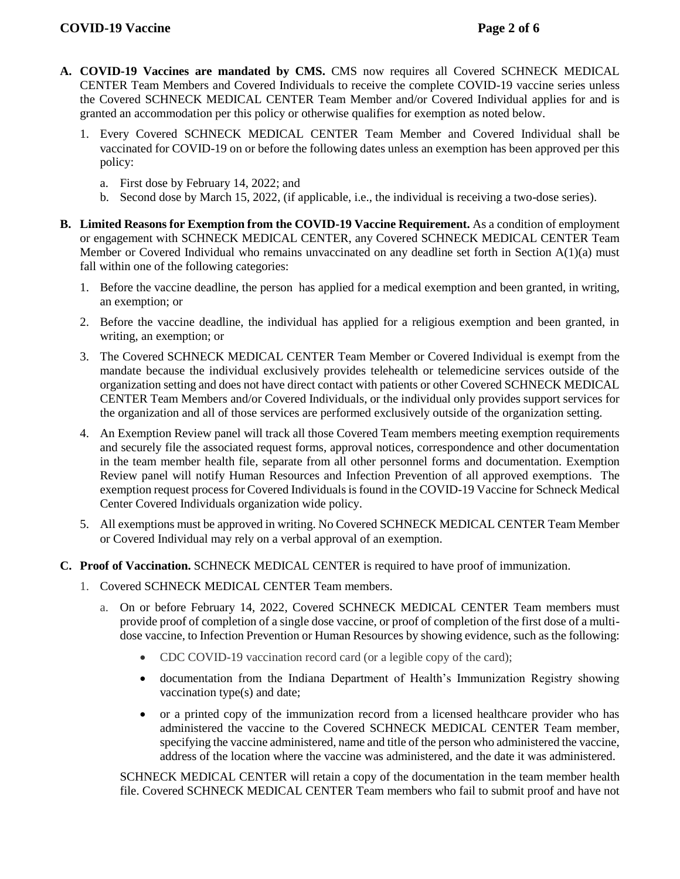- **A. COVID-19 Vaccines are mandated by CMS.** CMS now requires all Covered SCHNECK MEDICAL CENTER Team Members and Covered Individuals to receive the complete COVID-19 vaccine series unless the Covered SCHNECK MEDICAL CENTER Team Member and/or Covered Individual applies for and is granted an accommodation per this policy or otherwise qualifies for exemption as noted below.

  1. Every Covered SCHNECK MEDICAL CENTER Team Member and Covered Individual shall be vaccinated for COVID-19 on or before the following dates unless an exemption has been approved per this policy:

     a. First dose by February 14, 2022; and

     b. Second dose by March 15, 2022, (if applicable, i.e., the individual is receiving a two-dose series).

- **B. Limited Reasons for Exemption from the COVID-19 Vaccine Requirement.** As a condition of employment or engagement with SCHNECK MEDICAL CENTER, any Covered SCHNECK MEDICAL CENTER Team Member or Covered Individual who remains unvaccinated on any deadline set forth in Section A(1)(a) must fall within one of the following categories:

  1. Before the vaccine deadline, the person has applied for a medical exemption and been granted, in writing, an exemption; or

  2. Before the vaccine deadline, the individual has applied for a religious exemption and been granted, in writing, an exemption; or

  3. The Covered SCHNECK MEDICAL CENTER Team Member or Covered Individual is exempt from the mandate because the individual exclusively provides telehealth or telemedicine services outside of the organization setting and does not have direct contact with patients or other Covered SCHNECK MEDICAL CENTER Team Members and/or Covered Individuals, or the individual only provides support services for the organization and all of those services are performed exclusively outside of the organization setting.

  4. An Exemption Review panel will track all those Covered Team members meeting exemption requirements and securely file the associated request forms, approval notices, correspondence and other documentation in the team member health file, separate from all other personnel forms and documentation. Exemption Review panel will notify Human Resources and Infection Prevention of all approved exemptions. The exemption request process for Covered Individuals is found in the COVID-19 Vaccine for Schneck Medical Center Covered Individuals organization wide policy.

  5. All exemptions must be approved in writing. No Covered SCHNECK MEDICAL CENTER Team Member or Covered Individual may rely on a verbal approval of an exemption.

- **C. Proof of Vaccination.** SCHNECK MEDICAL CENTER is required to have proof of immunization.

  1. Covered SCHNECK MEDICAL CENTER Team members.

     a. On or before February 14, 2022, Covered SCHNECK MEDICAL CENTER Team members must provide proof of completion of a single dose vaccine, or proof of completion of the first dose of a multi-dose vaccine, to Infection Prevention or Human Resources by showing evidence, such as the following:

        - CDC COVID-19 vaccination record card (or a legible copy of the card);
        - documentation from the Indiana Department of Health's Immunization Registry showing vaccination type(s) and date;
        - or a printed copy of the immunization record from a licensed healthcare provider who has administered the vaccine to the Covered SCHNECK MEDICAL CENTER Team member, specifying the vaccine administered, name and title of the person who administered the vaccine, address of the location where the vaccine was administered, and the date it was administered.

     SCHNECK MEDICAL CENTER will retain a copy of the documentation in the team member health file. Covered SCHNECK MEDICAL CENTER Team members who fail to submit proof and have not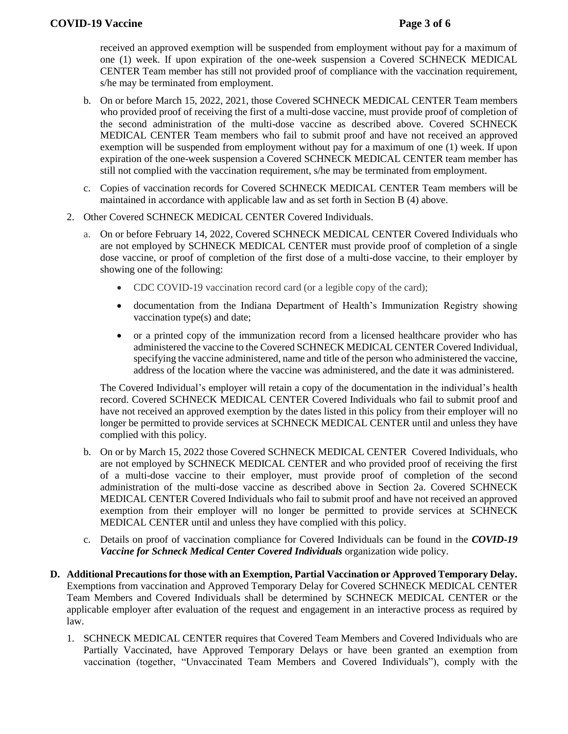received an approved exemption will be suspended from employment without pay for a maximum of one (1) week. If upon expiration of the one-week suspension a Covered SCHNECK MEDICAL CENTER Team member has still not provided proof of compliance with the vaccination requirement, s/he may be terminated from employment.

b. On or before March 15, 2022, 2021, those Covered SCHNECK MEDICAL CENTER Team members who provided proof of receiving the first of a multi-dose vaccine, must provide proof of completion of the second administration of the multi-dose vaccine as described above. Covered SCHNECK MEDICAL CENTER Team members who fail to submit proof and have not received an approved exemption will be suspended from employment without pay for a maximum of one (1) week. If upon expiration of the one-week suspension a Covered SCHNECK MEDICAL CENTER team member has still not complied with the vaccination requirement, s/he may be terminated from employment.

c. Copies of vaccination records for Covered SCHNECK MEDICAL CENTER Team members will be maintained in accordance with applicable law and as set forth in Section B (4) above.

2. Other Covered SCHNECK MEDICAL CENTER Covered Individuals.

   a. On or before February 14, 2022, Covered SCHNECK MEDICAL CENTER Covered Individuals who are not employed by SCHNECK MEDICAL CENTER must provide proof of completion of a single dose vaccine, or proof of completion of the first dose of a multi-dose vaccine, to their employer by showing one of the following:

   - CDC COVID-19 vaccination record card (or a legible copy of the card);
   - documentation from the Indiana Department of Health's Immunization Registry showing vaccination type(s) and date;
   - or a printed copy of the immunization record from a licensed healthcare provider who has administered the vaccine to the Covered SCHNECK MEDICAL CENTER Covered Individual, specifying the vaccine administered, name and title of the person who administered the vaccine, address of the location where the vaccine was administered, and the date it was administered.

   The Covered Individual's employer will retain a copy of the documentation in the individual's health record. Covered SCHNECK MEDICAL CENTER Covered Individuals who fail to submit proof and have not received an approved exemption by the dates listed in this policy from their employer will no longer be permitted to provide services at SCHNECK MEDICAL CENTER until and unless they have complied with this policy.

   b. On or by March 15, 2022 those Covered SCHNECK MEDICAL CENTER Covered Individuals, who are not employed by SCHNECK MEDICAL CENTER and who provided proof of receiving the first of a multi-dose vaccine to their employer, must provide proof of completion of the second administration of the multi-dose vaccine as described above in Section 2a. Covered SCHNECK MEDICAL CENTER Covered Individuals who fail to submit proof and have not received an approved exemption from their employer will no longer be permitted to provide services at SCHNECK MEDICAL CENTER until and unless they have complied with this policy.

   c. Details on proof of vaccination compliance for Covered Individuals can be found in the ***COVID-19 Vaccine for Schneck Medical Center Covered Individuals*** organization wide policy.

**D. Additional Precautions for those with an Exemption, Partial Vaccination or Approved Temporary Delay.** Exemptions from vaccination and Approved Temporary Delay for Covered SCHNECK MEDICAL CENTER Team Members and Covered Individuals shall be determined by SCHNECK MEDICAL CENTER or the applicable employer after evaluation of the request and engagement in an interactive process as required by law.

1. SCHNECK MEDICAL CENTER requires that Covered Team Members and Covered Individuals who are Partially Vaccinated, have Approved Temporary Delays or have been granted an exemption from vaccination (together, "Unvaccinated Team Members and Covered Individuals"), comply with the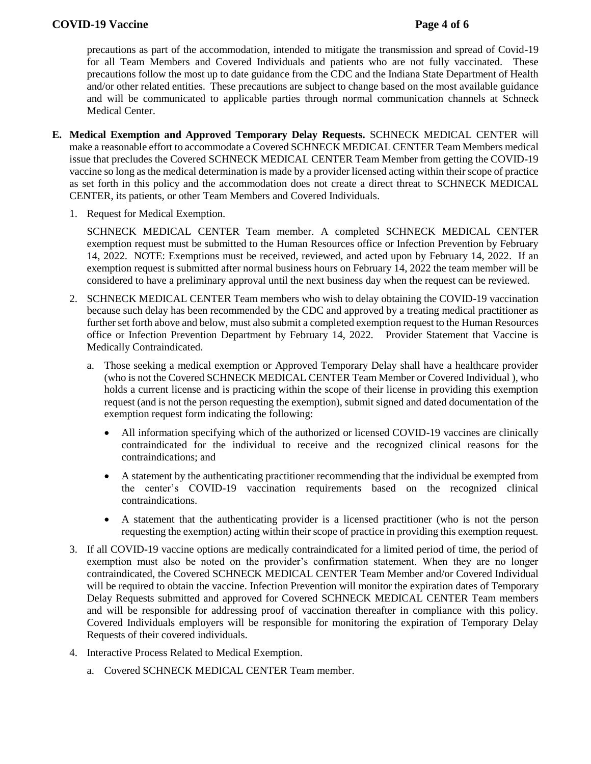precautions as part of the accommodation, intended to mitigate the transmission and spread of Covid-19 for all Team Members and Covered Individuals and patients who are not fully vaccinated. These precautions follow the most up to date guidance from the CDC and the Indiana State Department of Health and/or other related entities. These precautions are subject to change based on the most available guidance and will be communicated to applicable parties through normal communication channels at Schneck Medical Center.

**E. Medical Exemption and Approved Temporary Delay Requests.** SCHNECK MEDICAL CENTER will make a reasonable effort to accommodate a Covered SCHNECK MEDICAL CENTER Team Members medical issue that precludes the Covered SCHNECK MEDICAL CENTER Team Member from getting the COVID-19 vaccine so long as the medical determination is made by a provider licensed acting within their scope of practice as set forth in this policy and the accommodation does not create a direct threat to SCHNECK MEDICAL CENTER, its patients, or other Team Members and Covered Individuals.

1. Request for Medical Exemption.

   SCHNECK MEDICAL CENTER Team member. A completed SCHNECK MEDICAL CENTER exemption request must be submitted to the Human Resources office or Infection Prevention by February 14, 2022. NOTE: Exemptions must be received, reviewed, and acted upon by February 14, 2022. If an exemption request is submitted after normal business hours on February 14, 2022 the team member will be considered to have a preliminary approval until the next business day when the request can be reviewed.

2. SCHNECK MEDICAL CENTER Team members who wish to delay obtaining the COVID-19 vaccination because such delay has been recommended by the CDC and approved by a treating medical practitioner as further set forth above and below, must also submit a completed exemption request to the Human Resources office or Infection Prevention Department by February 14, 2022. Provider Statement that Vaccine is Medically Contraindicated.

   a. Those seeking a medical exemption or Approved Temporary Delay shall have a healthcare provider (who is not the Covered SCHNECK MEDICAL CENTER Team Member or Covered Individual ), who holds a current license and is practicing within the scope of their license in providing this exemption request (and is not the person requesting the exemption), submit signed and dated documentation of the exemption request form indicating the following:

      - All information specifying which of the authorized or licensed COVID-19 vaccines are clinically contraindicated for the individual to receive and the recognized clinical reasons for the contraindications; and
      - A statement by the authenticating practitioner recommending that the individual be exempted from the center's COVID-19 vaccination requirements based on the recognized clinical contraindications.
      - A statement that the authenticating provider is a licensed practitioner (who is not the person requesting the exemption) acting within their scope of practice in providing this exemption request.

3. If all COVID-19 vaccine options are medically contraindicated for a limited period of time, the period of exemption must also be noted on the provider's confirmation statement. When they are no longer contraindicated, the Covered SCHNECK MEDICAL CENTER Team Member and/or Covered Individual will be required to obtain the vaccine. Infection Prevention will monitor the expiration dates of Temporary Delay Requests submitted and approved for Covered SCHNECK MEDICAL CENTER Team members and will be responsible for addressing proof of vaccination thereafter in compliance with this policy. Covered Individuals employers will be responsible for monitoring the expiration of Temporary Delay Requests of their covered individuals.

4. Interactive Process Related to Medical Exemption.

   a. Covered SCHNECK MEDICAL CENTER Team member.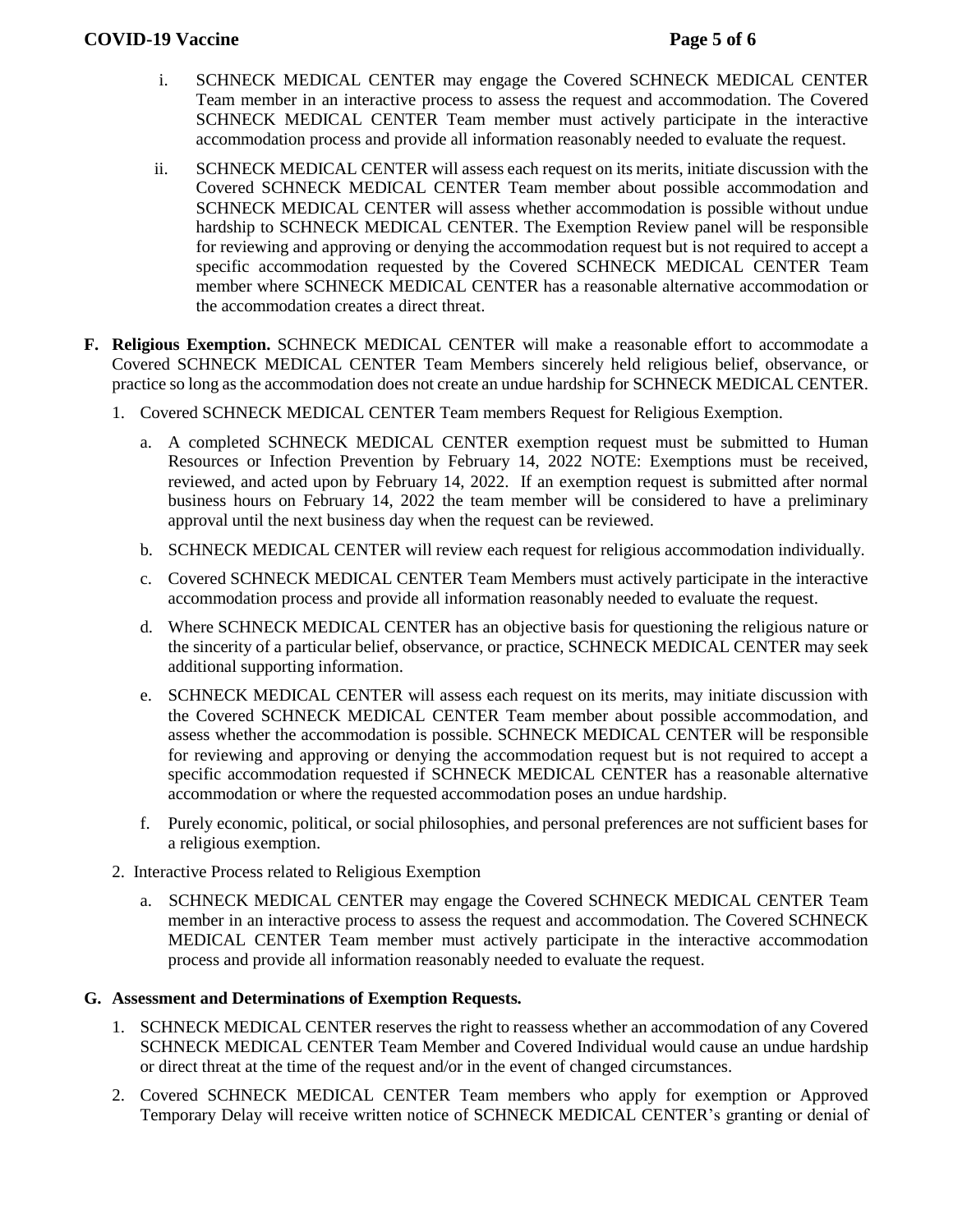i. SCHNECK MEDICAL CENTER may engage the Covered SCHNECK MEDICAL CENTER Team member in an interactive process to assess the request and accommodation. The Covered SCHNECK MEDICAL CENTER Team member must actively participate in the interactive accommodation process and provide all information reasonably needed to evaluate the request.

ii. SCHNECK MEDICAL CENTER will assess each request on its merits, initiate discussion with the Covered SCHNECK MEDICAL CENTER Team member about possible accommodation and SCHNECK MEDICAL CENTER will assess whether accommodation is possible without undue hardship to SCHNECK MEDICAL CENTER. The Exemption Review panel will be responsible for reviewing and approving or denying the accommodation request but is not required to accept a specific accommodation requested by the Covered SCHNECK MEDICAL CENTER Team member where SCHNECK MEDICAL CENTER has a reasonable alternative accommodation or the accommodation creates a direct threat.

**F. Religious Exemption.** SCHNECK MEDICAL CENTER will make a reasonable effort to accommodate a Covered SCHNECK MEDICAL CENTER Team Members sincerely held religious belief, observance, or practice so long as the accommodation does not create an undue hardship for SCHNECK MEDICAL CENTER.

1. Covered SCHNECK MEDICAL CENTER Team members Request for Religious Exemption.

   a. A completed SCHNECK MEDICAL CENTER exemption request must be submitted to Human Resources or Infection Prevention by February 14, 2022 NOTE: Exemptions must be received, reviewed, and acted upon by February 14, 2022. If an exemption request is submitted after normal business hours on February 14, 2022 the team member will be considered to have a preliminary approval until the next business day when the request can be reviewed.

   b. SCHNECK MEDICAL CENTER will review each request for religious accommodation individually.

   c. Covered SCHNECK MEDICAL CENTER Team Members must actively participate in the interactive accommodation process and provide all information reasonably needed to evaluate the request.

   d. Where SCHNECK MEDICAL CENTER has an objective basis for questioning the religious nature or the sincerity of a particular belief, observance, or practice, SCHNECK MEDICAL CENTER may seek additional supporting information.

   e. SCHNECK MEDICAL CENTER will assess each request on its merits, may initiate discussion with the Covered SCHNECK MEDICAL CENTER Team member about possible accommodation, and assess whether the accommodation is possible. SCHNECK MEDICAL CENTER will be responsible for reviewing and approving or denying the accommodation request but is not required to accept a specific accommodation requested if SCHNECK MEDICAL CENTER has a reasonable alternative accommodation or where the requested accommodation poses an undue hardship.

   f. Purely economic, political, or social philosophies, and personal preferences are not sufficient bases for a religious exemption.

2. Interactive Process related to Religious Exemption

   a. SCHNECK MEDICAL CENTER may engage the Covered SCHNECK MEDICAL CENTER Team member in an interactive process to assess the request and accommodation. The Covered SCHNECK MEDICAL CENTER Team member must actively participate in the interactive accommodation process and provide all information reasonably needed to evaluate the request.

**G. Assessment and Determinations of Exemption Requests.**

1. SCHNECK MEDICAL CENTER reserves the right to reassess whether an accommodation of any Covered SCHNECK MEDICAL CENTER Team Member and Covered Individual would cause an undue hardship or direct threat at the time of the request and/or in the event of changed circumstances.

2. Covered SCHNECK MEDICAL CENTER Team members who apply for exemption or Approved Temporary Delay will receive written notice of SCHNECK MEDICAL CENTER's granting or denial of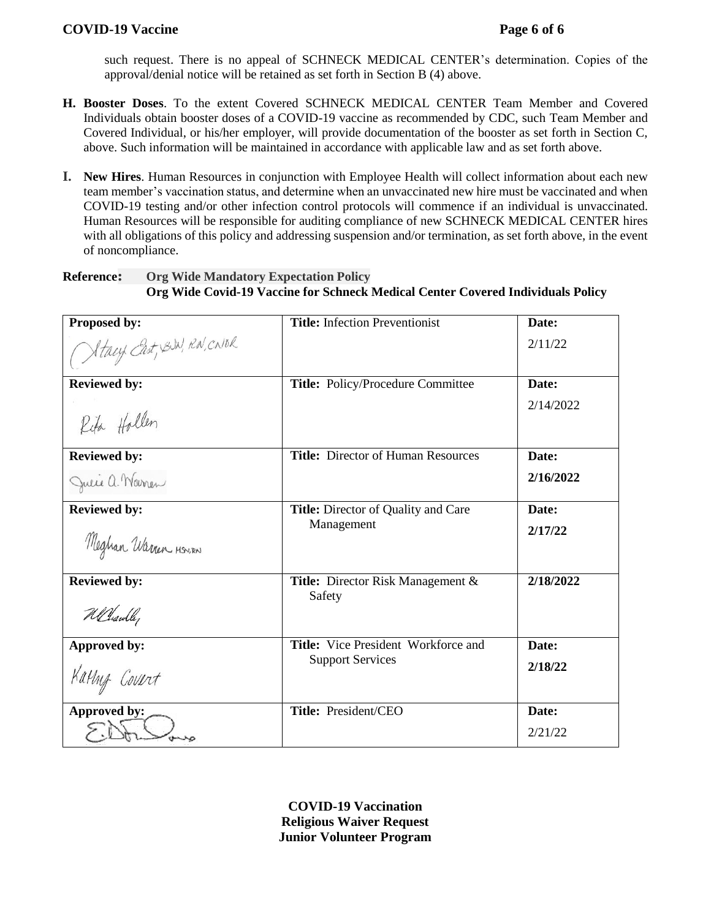such request. There is no appeal of SCHNECK MEDICAL CENTER's determination. Copies of the approval/denial notice will be retained as set forth in Section B (4) above.

**H. Booster Doses**. To the extent Covered SCHNECK MEDICAL CENTER Team Member and Covered Individuals obtain booster doses of a COVID-19 vaccine as recommended by CDC, such Team Member and Covered Individual, or his/her employer, will provide documentation of the booster as set forth in Section C, above. Such information will be maintained in accordance with applicable law and as set forth above.

**I. New Hires**. Human Resources in conjunction with Employee Health will collect information about each new team member's vaccination status, and determine when an unvaccinated new hire must be vaccinated and when COVID-19 testing and/or other infection control protocols will commence if an individual is unvaccinated. Human Resources will be responsible for auditing compliance of new SCHNECK MEDICAL CENTER hires with all obligations of this policy and addressing suspension and/or termination, as set forth above, in the event of noncompliance.

**Reference: Org Wide Mandatory Expectation Policy**
**Org Wide Covid-19 Vaccine for Schneck Medical Center Covered Individuals Policy**

| **Proposed by:** Stacy East, BSN, RN, CNOR | **Title:** Infection Preventionist | **Date:** 2/11/22 |
|---|---|---|
| **Reviewed by:** Rita Hollen | **Title:** Policy/Procedure Committee | **Date:** 2/14/2022 |
| **Reviewed by:** Julie A. Warren | **Title:** Director of Human Resources | **Date:** **2/16/2022** |
| **Reviewed by:** Meghan Warren HSN, RN | **Title:** Director of Quality and Care Management | **Date:** **2/17/22** |
| **Reviewed by:** H. Chandler | **Title:** Director Risk Management & Safety | **2/18/2022** |
| **Approved by:** Kathy Covert | **Title:** Vice President Workforce and Support Services | **Date:** **2/18/22** |
| **Approved by:** E. Dan Dang | **Title:** President/CEO | **Date:** 2/21/22 |

**COVID-19 Vaccination**
**Religious Waiver Request**
**Junior Volunteer Program**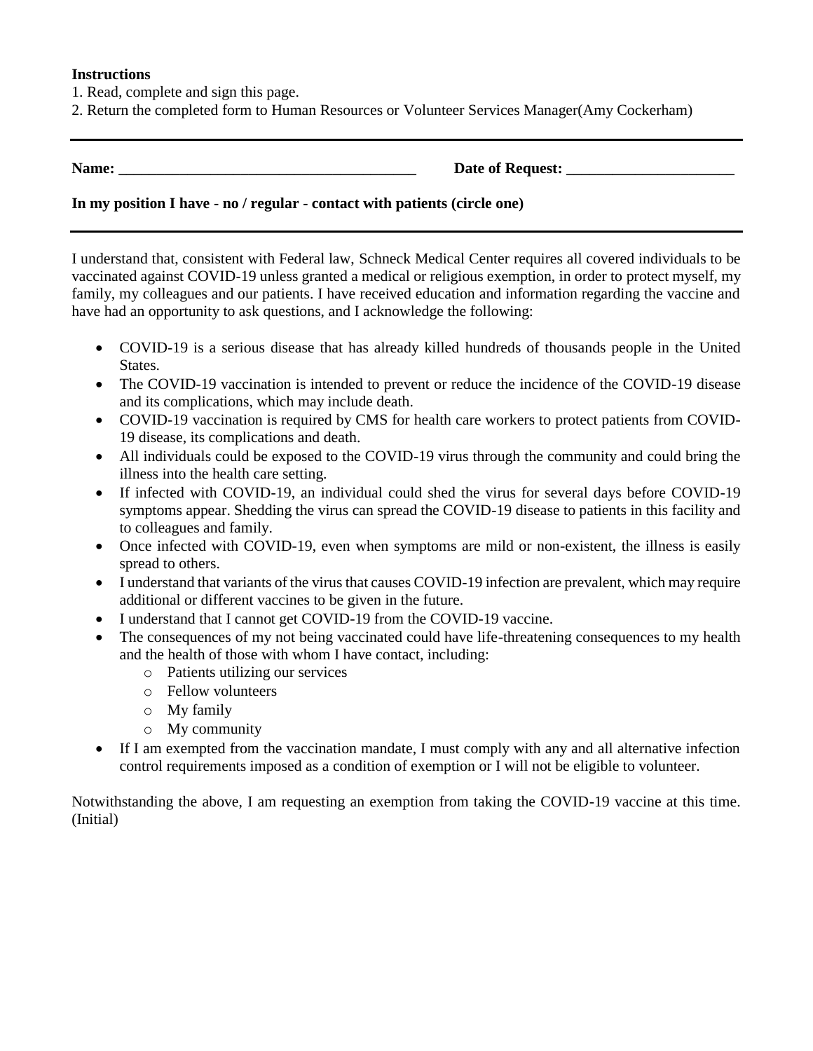**Instructions**

1. Read, complete and sign this page.
2. Return the completed form to Human Resources or Volunteer Services Manager(Amy Cockerham)

---

**Name: _______________________________________ Date of Request: ______________________**

**In my position I have - no / regular - contact with patients (circle one)**

---

I understand that, consistent with Federal law, Schneck Medical Center requires all covered individuals to be vaccinated against COVID-19 unless granted a medical or religious exemption, in order to protect myself, my family, my colleagues and our patients. I have received education and information regarding the vaccine and have had an opportunity to ask questions, and I acknowledge the following:

- COVID-19 is a serious disease that has already killed hundreds of thousands people in the United States.
- The COVID-19 vaccination is intended to prevent or reduce the incidence of the COVID-19 disease and its complications, which may include death.
- COVID-19 vaccination is required by CMS for health care workers to protect patients from COVID-19 disease, its complications and death.
- All individuals could be exposed to the COVID-19 virus through the community and could bring the illness into the health care setting.
- If infected with COVID-19, an individual could shed the virus for several days before COVID-19 symptoms appear. Shedding the virus can spread the COVID-19 disease to patients in this facility and to colleagues and family.
- Once infected with COVID-19, even when symptoms are mild or non-existent, the illness is easily spread to others.
- I understand that variants of the virus that causes COVID-19 infection are prevalent, which may require additional or different vaccines to be given in the future.
- I understand that I cannot get COVID-19 from the COVID-19 vaccine.
- The consequences of my not being vaccinated could have life-threatening consequences to my health and the health of those with whom I have contact, including:
  - Patients utilizing our services
  - Fellow volunteers
  - My family
  - My community
- If I am exempted from the vaccination mandate, I must comply with any and all alternative infection control requirements imposed as a condition of exemption or I will not be eligible to volunteer.

Notwithstanding the above, I am requesting an exemption from taking the COVID-19 vaccine at this time. (Initial)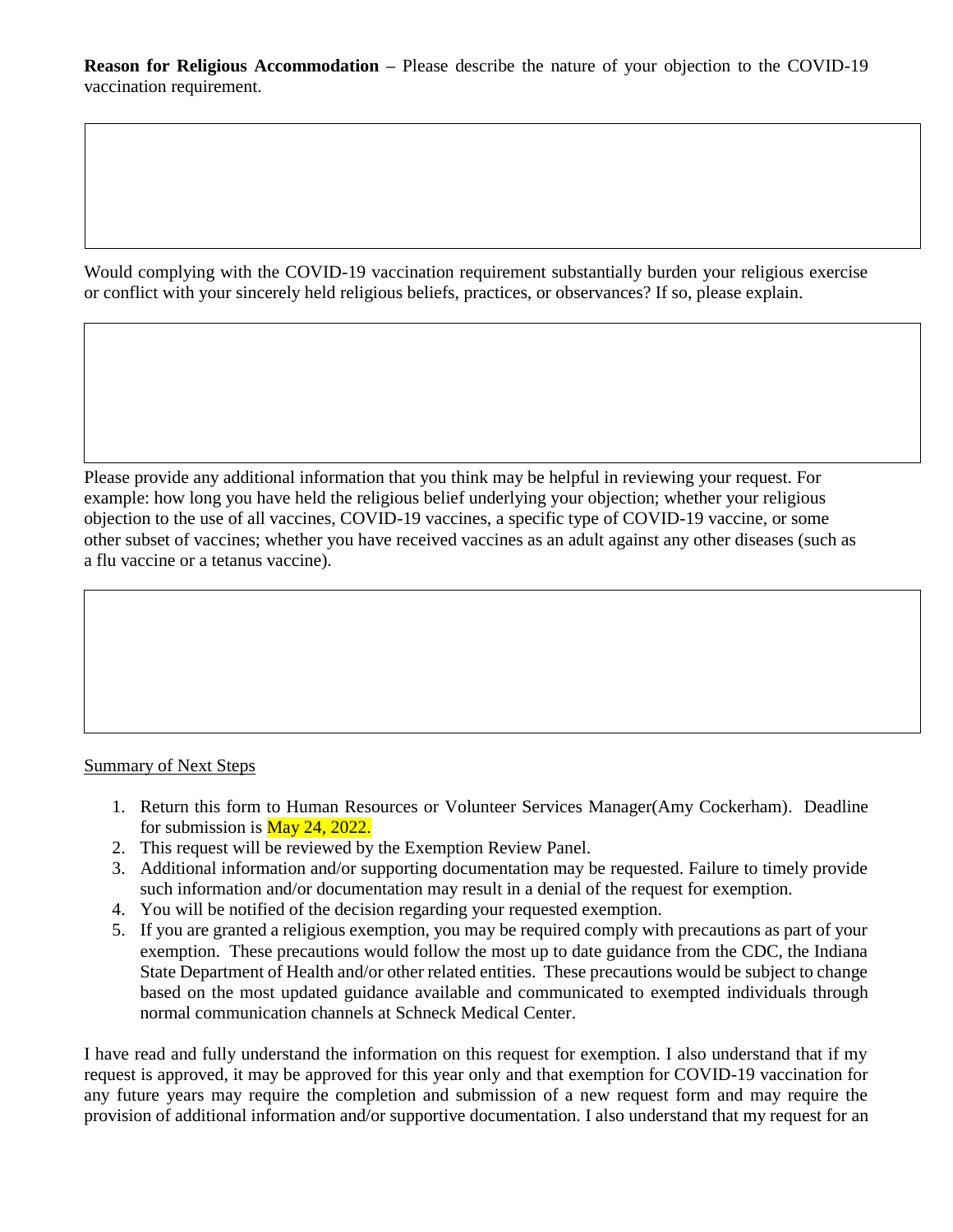**Reason for Religious Accommodation** – Please describe the nature of your objection to the COVID-19 vaccination requirement.

|  |
|---|
|  |

Would complying with the COVID-19 vaccination requirement substantially burden your religious exercise or conflict with your sincerely held religious beliefs, practices, or observances? If so, please explain.

|  |
|---|
|  |

Please provide any additional information that you think may be helpful in reviewing your request. For example: how long you have held the religious belief underlying your objection; whether your religious objection to the use of all vaccines, COVID-19 vaccines, a specific type of COVID-19 vaccine, or some other subset of vaccines; whether you have received vaccines as an adult against any other diseases (such as a flu vaccine or a tetanus vaccine).

|  |
|---|
|  |

<u>Summary of Next Steps</u>

1. Return this form to Human Resources or Volunteer Services Manager(Amy Cockerham). Deadline for submission is May 24, 2022.
2. This request will be reviewed by the Exemption Review Panel.
3. Additional information and/or supporting documentation may be requested. Failure to timely provide such information and/or documentation may result in a denial of the request for exemption.
4. You will be notified of the decision regarding your requested exemption.
5. If you are granted a religious exemption, you may be required comply with precautions as part of your exemption. These precautions would follow the most up to date guidance from the CDC, the Indiana State Department of Health and/or other related entities. These precautions would be subject to change based on the most updated guidance available and communicated to exempted individuals through normal communication channels at Schneck Medical Center.

I have read and fully understand the information on this request for exemption. I also understand that if my request is approved, it may be approved for this year only and that exemption for COVID-19 vaccination for any future years may require the completion and submission of a new request form and may require the provision of additional information and/or supportive documentation. I also understand that my request for an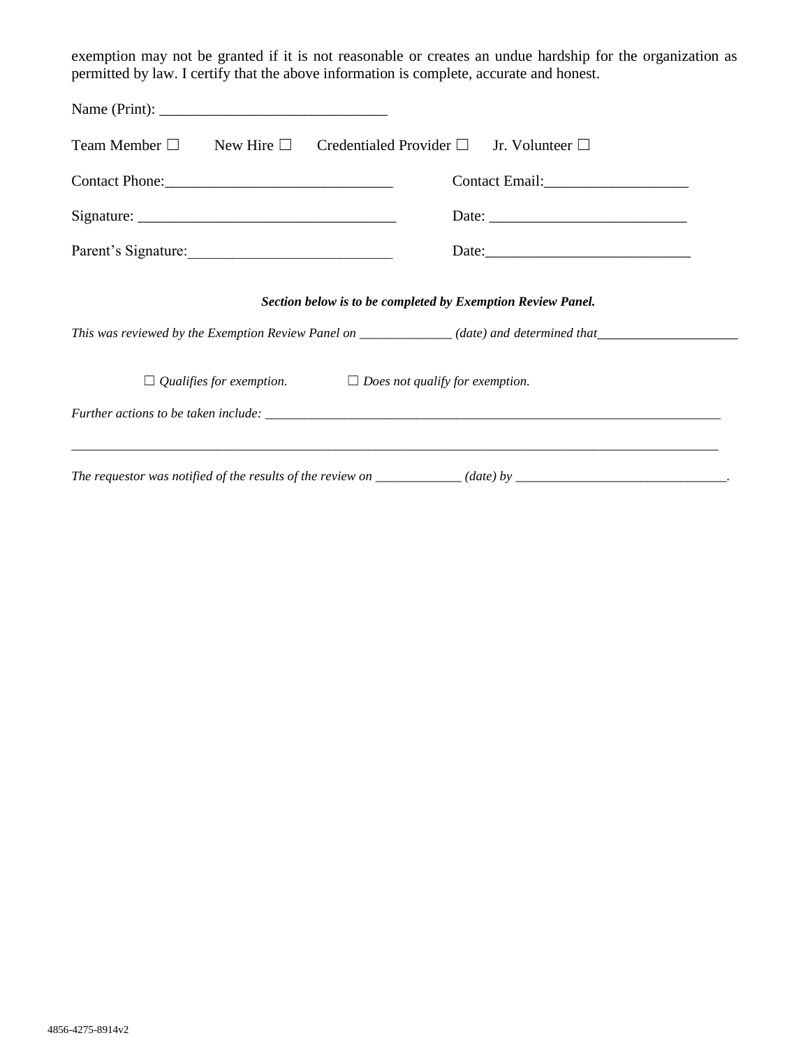exemption may not be granted if it is not reasonable or creates an undue hardship for the organization as permitted by law. I certify that the above information is complete, accurate and honest.

Name (Print): ______________________________

Team Member ☐  New Hire ☐  Credentialed Provider ☐  Jr. Volunteer ☐

Contact Phone:______________________________  Contact Email:___________________

Signature: __________________________________  Date: __________________________

Parent's Signature:___________________________  Date:___________________________

***Section below is to be completed by Exemption Review Panel.***

*This was reviewed by the Exemption Review Panel on ______________ (date) and determined that_____________________*

☐ *Qualifies for exemption.*  ☐ *Does not qualify for exemption.*

*Further actions to be taken include:* ______________________________________________________________________

_____________________________________________________________________________________________________

*The requestor was notified of the results of the review on _____________ (date) by* _______________________________.

4856-4275-8914v2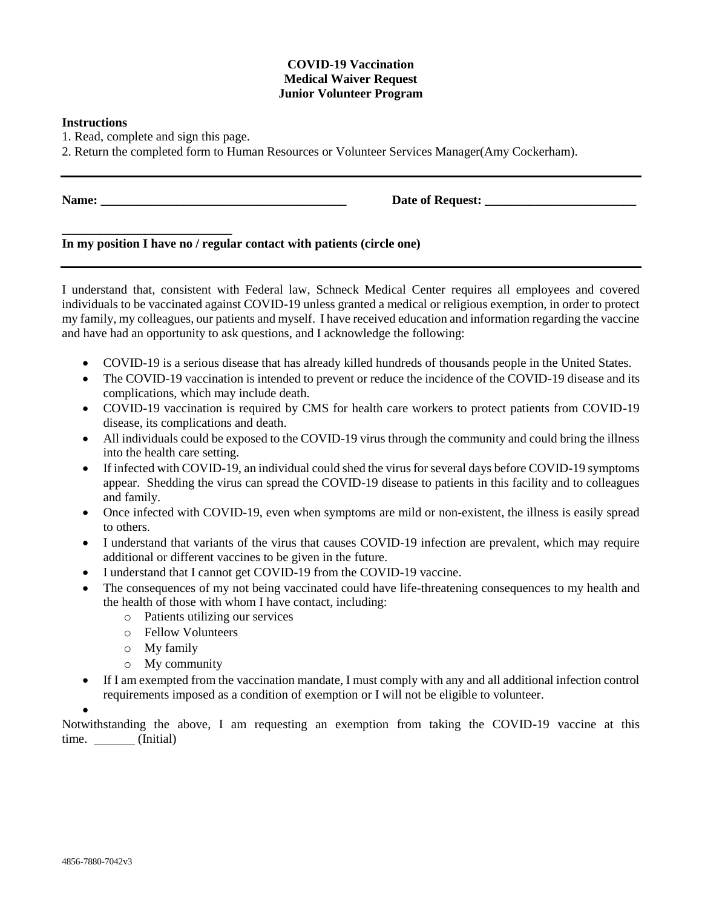**COVID-19 Vaccination**
**Medical Waiver Request**
**Junior Volunteer Program**

**Instructions**

1. Read, complete and sign this page.
2. Return the completed form to Human Resources or Volunteer Services Manager(Amy Cockerham).

---

**Name: ________________________________________** **Date of Request: ________________________**

**___________________________**
**In my position I have no / regular contact with patients (circle one)**

---

I understand that, consistent with Federal law, Schneck Medical Center requires all employees and covered individuals to be vaccinated against COVID-19 unless granted a medical or religious exemption, in order to protect my family, my colleagues, our patients and myself. I have received education and information regarding the vaccine and have had an opportunity to ask questions, and I acknowledge the following:

- COVID-19 is a serious disease that has already killed hundreds of thousands people in the United States.
- The COVID-19 vaccination is intended to prevent or reduce the incidence of the COVID-19 disease and its complications, which may include death.
- COVID-19 vaccination is required by CMS for health care workers to protect patients from COVID-19 disease, its complications and death.
- All individuals could be exposed to the COVID-19 virus through the community and could bring the illness into the health care setting.
- If infected with COVID-19, an individual could shed the virus for several days before COVID-19 symptoms appear. Shedding the virus can spread the COVID-19 disease to patients in this facility and to colleagues and family.
- Once infected with COVID-19, even when symptoms are mild or non-existent, the illness is easily spread to others.
- I understand that variants of the virus that causes COVID-19 infection are prevalent, which may require additional or different vaccines to be given in the future.
- I understand that I cannot get COVID-19 from the COVID-19 vaccine.
- The consequences of my not being vaccinated could have life-threatening consequences to my health and the health of those with whom I have contact, including:
  - Patients utilizing our services
  - Fellow Volunteers
  - My family
  - My community
- If I am exempted from the vaccination mandate, I must comply with any and all additional infection control requirements imposed as a condition of exemption or I will not be eligible to volunteer.

Notwithstanding the above, I am requesting an exemption from taking the COVID-19 vaccine at this time. _______ (Initial)

4856-7880-7042v3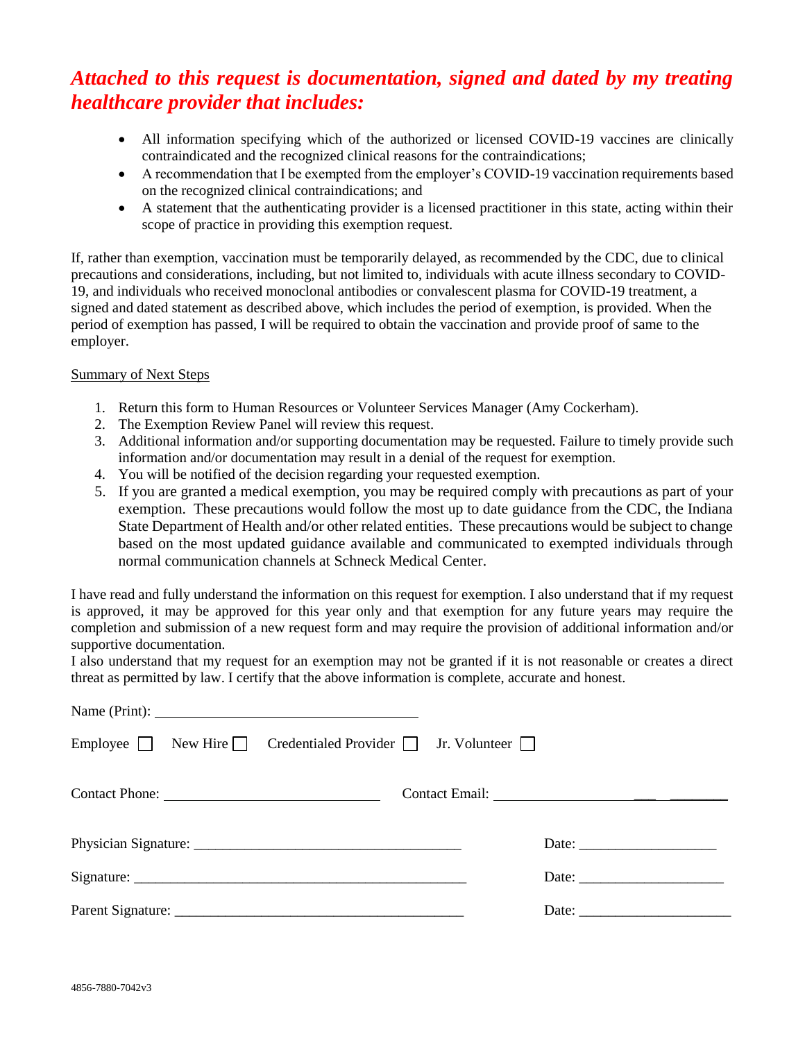***Attached to this request is documentation, signed and dated by my treating healthcare provider that includes:***

- All information specifying which of the authorized or licensed COVID-19 vaccines are clinically contraindicated and the recognized clinical reasons for the contraindications;
- A recommendation that I be exempted from the employer's COVID-19 vaccination requirements based on the recognized clinical contraindications; and
- A statement that the authenticating provider is a licensed practitioner in this state, acting within their scope of practice in providing this exemption request.

If, rather than exemption, vaccination must be temporarily delayed, as recommended by the CDC, due to clinical precautions and considerations, including, but not limited to, individuals with acute illness secondary to COVID-19, and individuals who received monoclonal antibodies or convalescent plasma for COVID-19 treatment, a signed and dated statement as described above, which includes the period of exemption, is provided. When the period of exemption has passed, I will be required to obtain the vaccination and provide proof of same to the employer.

<u>Summary of Next Steps</u>

1. Return this form to Human Resources or Volunteer Services Manager (Amy Cockerham).
2. The Exemption Review Panel will review this request.
3. Additional information and/or supporting documentation may be requested. Failure to timely provide such information and/or documentation may result in a denial of the request for exemption.
4. You will be notified of the decision regarding your requested exemption.
5. If you are granted a medical exemption, you may be required comply with precautions as part of your exemption. These precautions would follow the most up to date guidance from the CDC, the Indiana State Department of Health and/or other related entities. These precautions would be subject to change based on the most updated guidance available and communicated to exempted individuals through normal communication channels at Schneck Medical Center.

I have read and fully understand the information on this request for exemption. I also understand that if my request is approved, it may be approved for this year only and that exemption for any future years may require the completion and submission of a new request form and may require the provision of additional information and/or supportive documentation.
I also understand that my request for an exemption may not be granted if it is not reasonable or creates a direct threat as permitted by law. I certify that the above information is complete, accurate and honest.

Name (Print): ____________________________________

Employee ☐ New Hire ☐ Credentialed Provider ☐ Jr. Volunteer ☐

Contact Phone: ______________________________ Contact Email: ______________________________

Physician Signature: _____________________________________ Date: ___________________

Signature: ______________________________________________ Date: ____________________

Parent Signature: ________________________________________ Date: _____________________

4856-7880-7042v3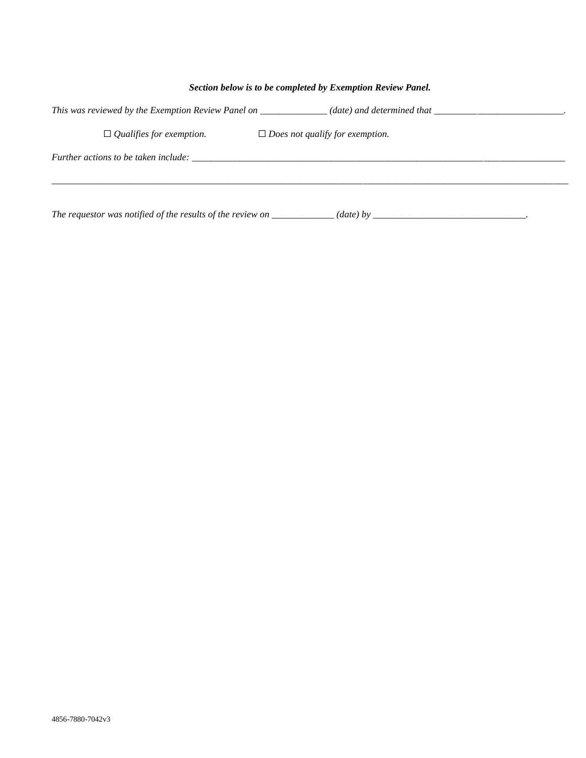***Section below is to be completed by Exemption Review Panel.***

*This was reviewed by the Exemption Review Panel on ______________ (date) and determined that ___________________________.*

☐ *Qualifies for exemption.* ☐ *Does not qualify for exemption.*

*Further actions to be taken include:* ______________________________________________________________________________

_____________________________________________________________________________________________________________

*The requestor was notified of the results of the review on _____________ (date) by ________________________________.*

4856-7880-7042v3